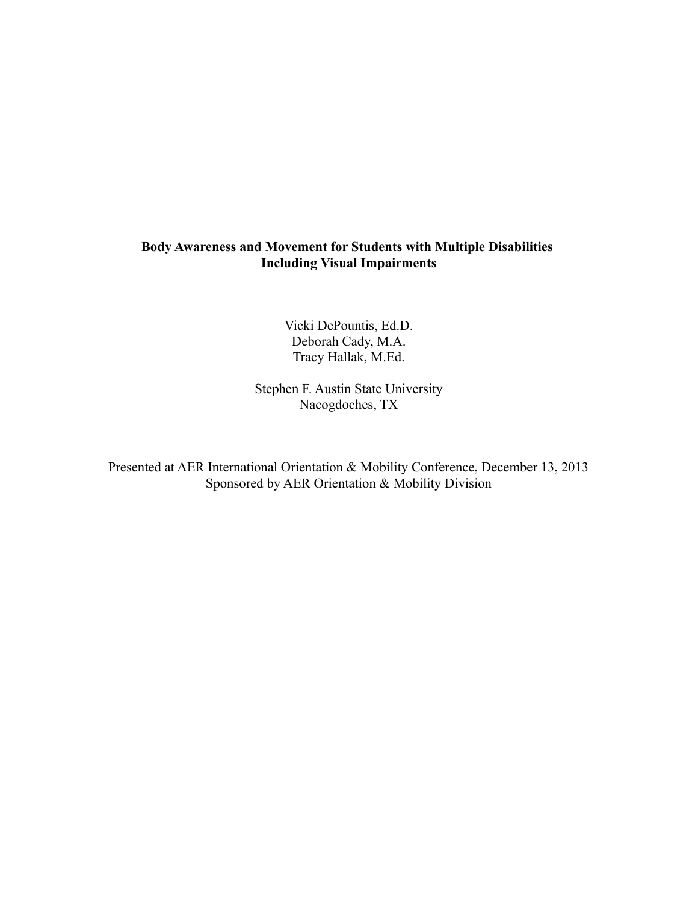# Body Awareness and Movement for Students with Multiple Disabilities Including Visual Impairments

Vicki DePountis, Ed.D.
Deborah Cady, M.A.
Tracy Hallak, M.Ed.

Stephen F. Austin State University
Nacogdoches, TX

Presented at AER International Orientation & Mobility Conference, December 13, 2013
Sponsored by AER Orientation & Mobility Division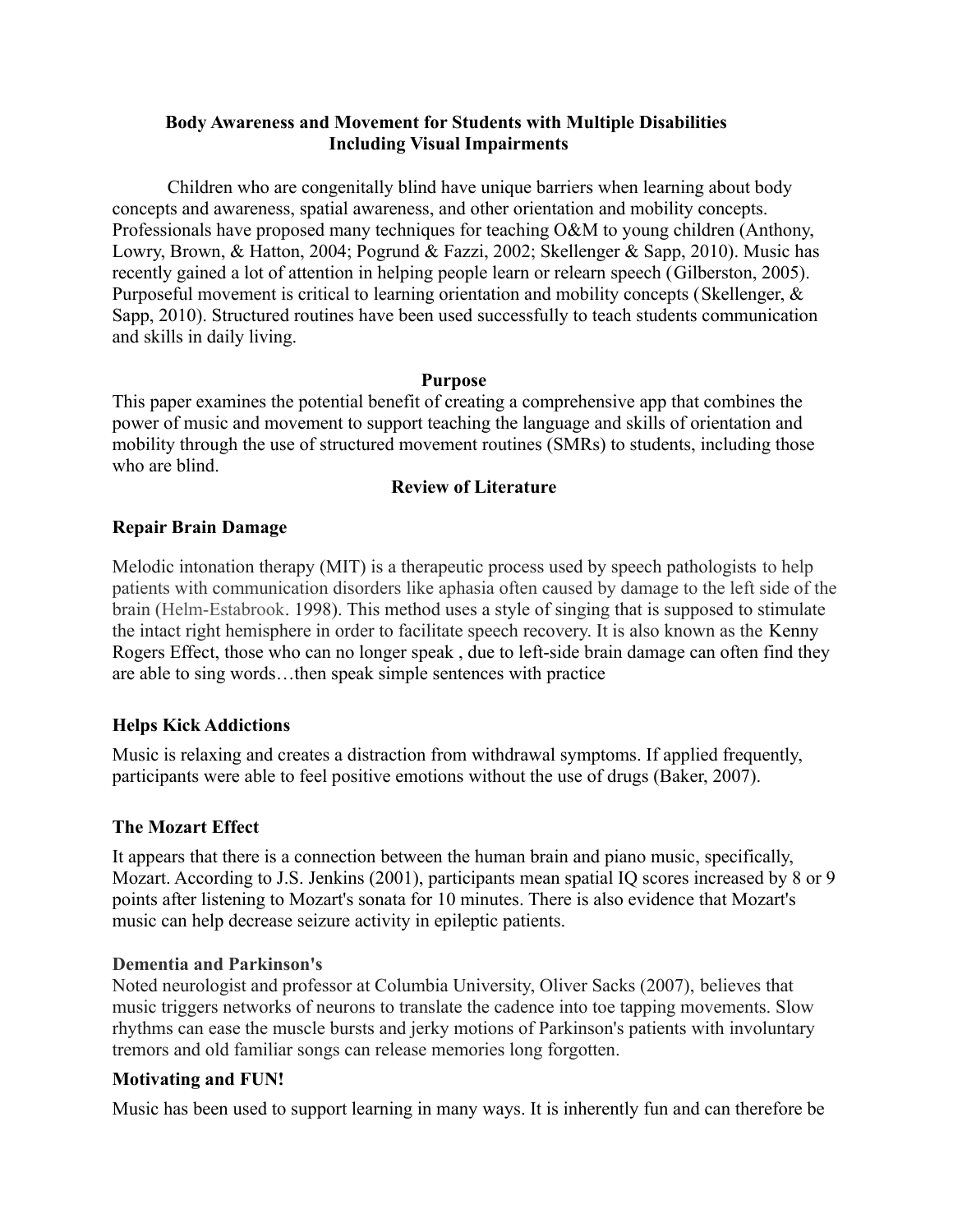**Body Awareness and Movement for Students with Multiple Disabilities Including Visual Impairments**

Children who are congenitally blind have unique barriers when learning about body concepts and awareness, spatial awareness, and other orientation and mobility concepts. Professionals have proposed many techniques for teaching O&M to young children (Anthony, Lowry, Brown, & Hatton, 2004; Pogrund & Fazzi, 2002; Skellenger & Sapp, 2010). Music has recently gained a lot of attention in helping people learn or relearn speech (Gilberston, 2005). Purposeful movement is critical to learning orientation and mobility concepts (Skellenger, & Sapp, 2010). Structured routines have been used successfully to teach students communication and skills in daily living.

**Purpose**

This paper examines the potential benefit of creating a comprehensive app that combines the power of music and movement to support teaching the language and skills of orientation and mobility through the use of structured movement routines (SMRs) to students, including those who are blind.

**Review of Literature**

**Repair Brain Damage**

Melodic intonation therapy (MIT) is a therapeutic process used by speech pathologists to help patients with communication disorders like aphasia often caused by damage to the left side of the brain (Helm-Estabrook. 1998). This method uses a style of singing that is supposed to stimulate the intact right hemisphere in order to facilitate speech recovery. It is also known as the Kenny Rogers Effect, those who can no longer speak , due to left-side brain damage can often find they are able to sing words…then speak simple sentences with practice

**Helps Kick Addictions**

Music is relaxing and creates a distraction from withdrawal symptoms. If applied frequently, participants were able to feel positive emotions without the use of drugs (Baker, 2007).

**The Mozart Effect**

It appears that there is a connection between the human brain and piano music, specifically, Mozart. According to J.S. Jenkins (2001), participants mean spatial IQ scores increased by 8 or 9 points after listening to Mozart's sonata for 10 minutes. There is also evidence that Mozart's music can help decrease seizure activity in epileptic patients.

**Dementia and Parkinson's**

Noted neurologist and professor at Columbia University, Oliver Sacks (2007), believes that music triggers networks of neurons to translate the cadence into toe tapping movements. Slow rhythms can ease the muscle bursts and jerky motions of Parkinson's patients with involuntary tremors and old familiar songs can release memories long forgotten.

**Motivating and FUN!**

Music has been used to support learning in many ways. It is inherently fun and can therefore be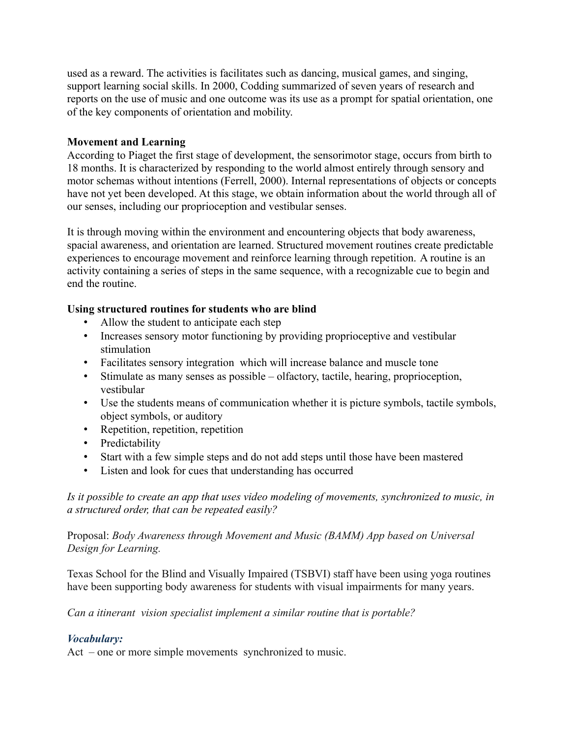used as a reward. The activities is facilitates such as dancing, musical games, and singing, support learning social skills. In 2000, Codding summarized of seven years of research and reports on the use of music and one outcome was its use as a prompt for spatial orientation, one of the key components of orientation and mobility.

**Movement and Learning**

According to Piaget the first stage of development, the sensorimotor stage, occurs from birth to 18 months. It is characterized by responding to the world almost entirely through sensory and motor schemas without intentions (Ferrell, 2000). Internal representations of objects or concepts have not yet been developed. At this stage, we obtain information about the world through all of our senses, including our proprioception and vestibular senses.

It is through moving within the environment and encountering objects that body awareness, spacial awareness, and orientation are learned. Structured movement routines create predictable experiences to encourage movement and reinforce learning through repetition. A routine is an activity containing a series of steps in the same sequence, with a recognizable cue to begin and end the routine.

**Using structured routines for students who are blind**

- Allow the student to anticipate each step
- Increases sensory motor functioning by providing proprioceptive and vestibular stimulation
- Facilitates sensory integration which will increase balance and muscle tone
- Stimulate as many senses as possible – olfactory, tactile, hearing, proprioception, vestibular
- Use the students means of communication whether it is picture symbols, tactile symbols, object symbols, or auditory
- Repetition, repetition, repetition
- Predictability
- Start with a few simple steps and do not add steps until those have been mastered
- Listen and look for cues that understanding has occurred

*Is it possible to create an app that uses video modeling of movements, synchronized to music, in a structured order, that can be repeated easily?*

Proposal: *Body Awareness through Movement and Music (BAMM) App based on Universal Design for Learning.*

Texas School for the Blind and Visually Impaired (TSBVI) staff have been using yoga routines have been supporting body awareness for students with visual impairments for many years.

*Can a itinerant vision specialist implement a similar routine that is portable?*

***Vocabulary:***

Act – one or more simple movements synchronized to music.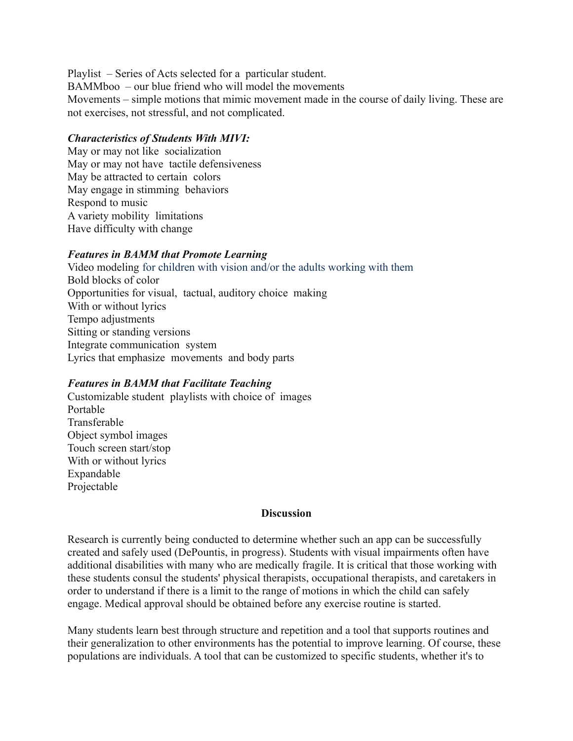Playlist – Series of Acts selected for a particular student.
BAMMboo – our blue friend who will model the movements
Movements – simple motions that mimic movement made in the course of daily living. These are not exercises, not stressful, and not complicated.

***Characteristics of Students With MIVI:***
May or may not like socialization
May or may not have tactile defensiveness
May be attracted to certain colors
May engage in stimming behaviors
Respond to music
A variety mobility limitations
Have difficulty with change

***Features in BAMM that Promote Learning***
Video modeling for children with vision and/or the adults working with them
Bold blocks of color
Opportunities for visual, tactual, auditory choice making
With or without lyrics
Tempo adjustments
Sitting or standing versions
Integrate communication system
Lyrics that emphasize movements and body parts

***Features in BAMM that Facilitate Teaching***
Customizable student playlists with choice of images
Portable
Transferable
Object symbol images
Touch screen start/stop
With or without lyrics
Expandable
Projectable

## Discussion

Research is currently being conducted to determine whether such an app can be successfully created and safely used (DePountis, in progress). Students with visual impairments often have additional disabilities with many who are medically fragile. It is critical that those working with these students consul the students' physical therapists, occupational therapists, and caretakers in order to understand if there is a limit to the range of motions in which the child can safely engage. Medical approval should be obtained before any exercise routine is started.

Many students learn best through structure and repetition and a tool that supports routines and their generalization to other environments has the potential to improve learning. Of course, these populations are individuals. A tool that can be customized to specific students, whether it's to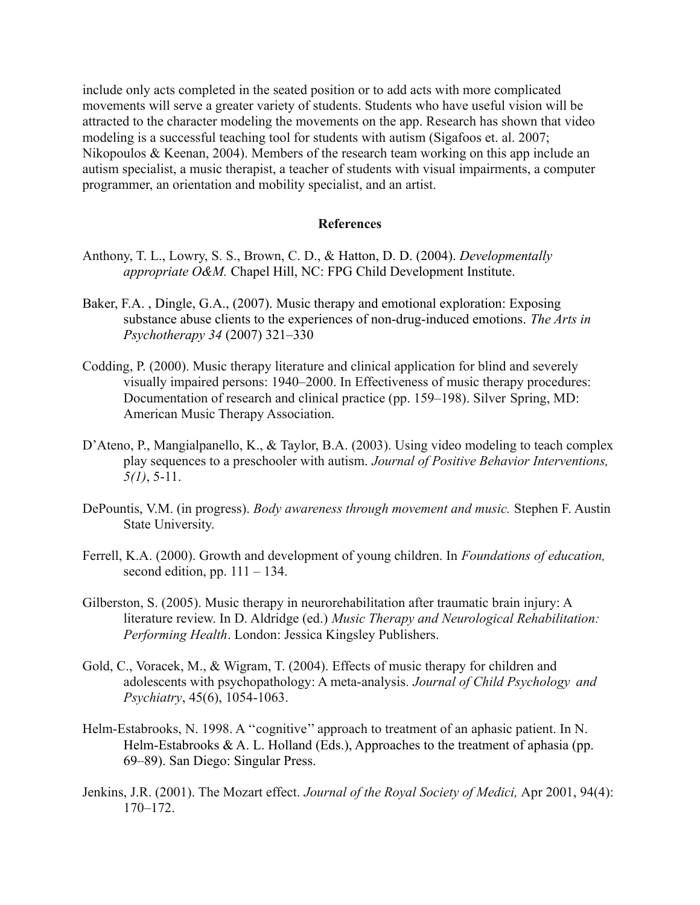include only acts completed in the seated position or to add acts with more complicated movements will serve a greater variety of students. Students who have useful vision will be attracted to the character modeling the movements on the app. Research has shown that video modeling is a successful teaching tool for students with autism (Sigafoos et. al. 2007; Nikopoulos & Keenan, 2004). Members of the research team working on this app include an autism specialist, a music therapist, a teacher of students with visual impairments, a computer programmer, an orientation and mobility specialist, and an artist.

## References

Anthony, T. L., Lowry, S. S., Brown, C. D., & Hatton, D. D. (2004). *Developmentally appropriate O&M.* Chapel Hill, NC: FPG Child Development Institute.

Baker, F.A. , Dingle, G.A., (2007). Music therapy and emotional exploration: Exposing substance abuse clients to the experiences of non-drug-induced emotions. *The Arts in Psychotherapy 34* (2007) 321–330

Codding, P. (2000). Music therapy literature and clinical application for blind and severely visually impaired persons: 1940–2000. In Effectiveness of music therapy procedures: Documentation of research and clinical practice (pp. 159–198). Silver Spring, MD: American Music Therapy Association.

D'Ateno, P., Mangialpanello, K., & Taylor, B.A. (2003). Using video modeling to teach complex play sequences to a preschooler with autism. *Journal of Positive Behavior Interventions, 5(1)*, 5-11.

DePountis, V.M. (in progress). *Body awareness through movement and music.* Stephen F. Austin State University.

Ferrell, K.A. (2000). Growth and development of young children. In *Foundations of education,* second edition, pp. 111 – 134.

Gilberston, S. (2005). Music therapy in neurorehabilitation after traumatic brain injury: A literature review. In D. Aldridge (ed.) *Music Therapy and Neurological Rehabilitation: Performing Health*. London: Jessica Kingsley Publishers.

Gold, C., Voracek, M., & Wigram, T. (2004). Effects of music therapy for children and adolescents with psychopathology: A meta-analysis. *Journal of Child Psychology and Psychiatry*, 45(6), 1054-1063.

Helm-Estabrooks, N. 1998. A ''cognitive'' approach to treatment of an aphasic patient. In N. Helm-Estabrooks & A. L. Holland (Eds.), Approaches to the treatment of aphasia (pp. 69–89). San Diego: Singular Press.

Jenkins, J.R. (2001). The Mozart effect. *Journal of the Royal Society of Medici,* Apr 2001, 94(4): 170–172.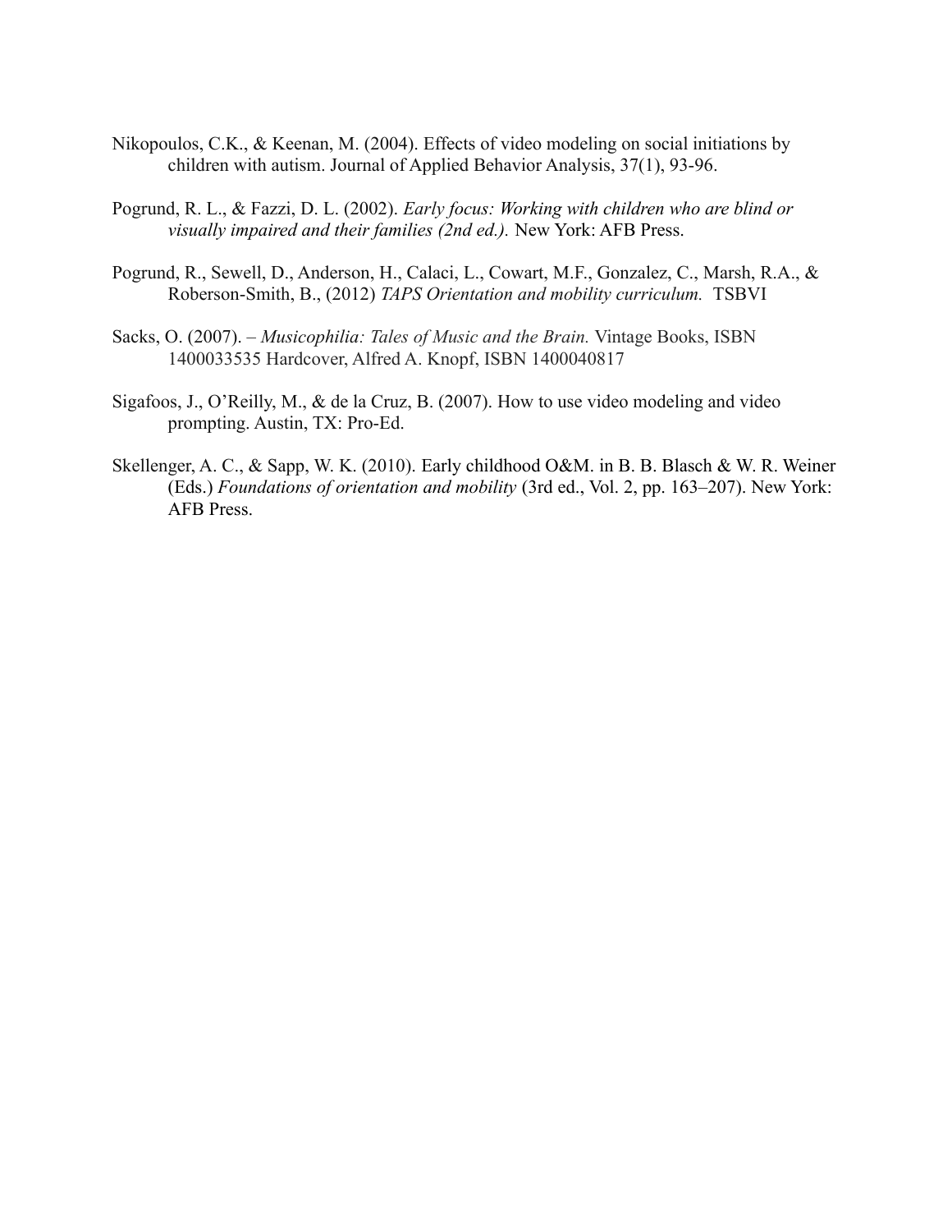Nikopoulos, C.K., & Keenan, M. (2004). Effects of video modeling on social initiations by children with autism. Journal of Applied Behavior Analysis, 37(1), 93-96.

Pogrund, R. L., & Fazzi, D. L. (2002). *Early focus: Working with children who are blind or visually impaired and their families (2nd ed.).* New York: AFB Press.

Pogrund, R., Sewell, D., Anderson, H., Calaci, L., Cowart, M.F., Gonzalez, C., Marsh, R.A., & Roberson-Smith, B., (2012) *TAPS Orientation and mobility curriculum.* TSBVI

Sacks, O. (2007). – *Musicophilia: Tales of Music and the Brain.* Vintage Books, ISBN 1400033535 Hardcover, Alfred A. Knopf, ISBN 1400040817

Sigafoos, J., O'Reilly, M., & de la Cruz, B. (2007). How to use video modeling and video prompting. Austin, TX: Pro-Ed.

Skellenger, A. C., & Sapp, W. K. (2010). Early childhood O&M. in B. B. Blasch & W. R. Weiner (Eds.) *Foundations of orientation and mobility* (3rd ed., Vol. 2, pp. 163–207). New York: AFB Press.